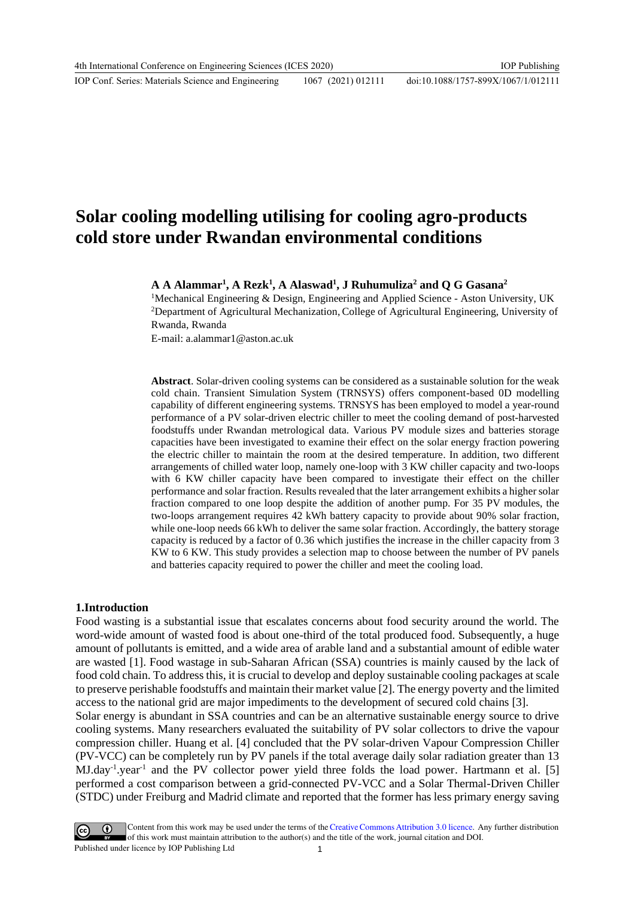# Solar cooling modelling utilising for cooling agro-products cold store under Rwandan environmental conditions

**A A Alammar[1], A Rezk[1], A Alaswad[1], J Ruhumuliza[2] and Q G Gasana[2]**

[1]Mechanical Engineering & Design, Engineering and Applied Science - Aston University, UK
[2]Department of Agricultural Mechanization, College of Agricultural Engineering, University of Rwanda, Rwanda

E-mail: a.alammar1@aston.ac.uk

**Abstract**. Solar-driven cooling systems can be considered as a sustainable solution for the weak cold chain. Transient Simulation System (TRNSYS) offers component-based 0D modelling capability of different engineering systems. TRNSYS has been employed to model a year-round performance of a PV solar-driven electric chiller to meet the cooling demand of post-harvested foodstuffs under Rwandan metrological data. Various PV module sizes and batteries storage capacities have been investigated to examine their effect on the solar energy fraction powering the electric chiller to maintain the room at the desired temperature. In addition, two different arrangements of chilled water loop, namely one-loop with 3 KW chiller capacity and two-loops with 6 KW chiller capacity have been compared to investigate their effect on the chiller performance and solar fraction. Results revealed that the later arrangement exhibits a higher solar fraction compared to one loop despite the addition of another pump. For 35 PV modules, the two-loops arrangement requires 42 kWh battery capacity to provide about 90% solar fraction, while one-loop needs 66 kWh to deliver the same solar fraction. Accordingly, the battery storage capacity is reduced by a factor of 0.36 which justifies the increase in the chiller capacity from 3 KW to 6 KW. This study provides a selection map to choose between the number of PV panels and batteries capacity required to power the chiller and meet the cooling load.

## 1.Introduction

Food wasting is a substantial issue that escalates concerns about food security around the world. The word-wide amount of wasted food is about one-third of the total produced food. Subsequently, a huge amount of pollutants is emitted, and a wide area of arable land and a substantial amount of edible water are wasted [1]. Food wastage in sub-Saharan African (SSA) countries is mainly caused by the lack of food cold chain. To address this, it is crucial to develop and deploy sustainable cooling packages at scale to preserve perishable foodstuffs and maintain their market value [2]. The energy poverty and the limited access to the national grid are major impediments to the development of secured cold chains [3].

Solar energy is abundant in SSA countries and can be an alternative sustainable energy source to drive cooling systems. Many researchers evaluated the suitability of PV solar collectors to drive the vapour compression chiller. Huang et al. [4] concluded that the PV solar-driven Vapour Compression Chiller (PV-VCC) can be completely run by PV panels if the total average daily solar radiation greater than 13 $MJ.day^{-1}.year^{-1}$ and the PV collector power yield three folds the load power. Hartmann et al. [5] performed a cost comparison between a grid-connected PV-VCC and a Solar Thermal-Driven Chiller (STDC) under Freiburg and Madrid climate and reported that the former has less primary energy saving

Content from this work may be used under the terms of the Creative Commons Attribution 3.0 licence. Any further distribution of this work must maintain attribution to the author(s) and the title of the work, journal citation and DOI.
Published under licence by IOP Publishing Ltd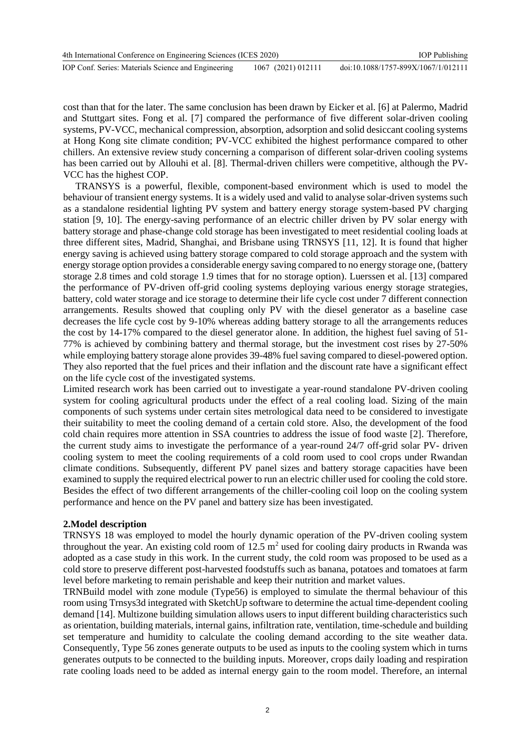cost than that for the later. The same conclusion has been drawn by Eicker et al. [6] at Palermo, Madrid and Stuttgart sites. Fong et al. [7] compared the performance of five different solar-driven cooling systems, PV-VCC, mechanical compression, absorption, adsorption and solid desiccant cooling systems at Hong Kong site climate condition; PV-VCC exhibited the highest performance compared to other chillers. An extensive review study concerning a comparison of different solar-driven cooling systems has been carried out by Allouhi et al. [8]. Thermal-driven chillers were competitive, although the PV-VCC has the highest COP.

TRANSYS is a powerful, flexible, component-based environment which is used to model the behaviour of transient energy systems. It is a widely used and valid to analyse solar-driven systems such as a standalone residential lighting PV system and battery energy storage system-based PV charging station [9, 10]. The energy-saving performance of an electric chiller driven by PV solar energy with battery storage and phase-change cold storage has been investigated to meet residential cooling loads at three different sites, Madrid, Shanghai, and Brisbane using TRNSYS [11, 12]. It is found that higher energy saving is achieved using battery storage compared to cold storage approach and the system with energy storage option provides a considerable energy saving compared to no energy storage one, (battery storage 2.8 times and cold storage 1.9 times that for no storage option). Luerssen et al. [13] compared the performance of PV-driven off-grid cooling systems deploying various energy storage strategies, battery, cold water storage and ice storage to determine their life cycle cost under 7 different connection arrangements. Results showed that coupling only PV with the diesel generator as a baseline case decreases the life cycle cost by 9-10% whereas adding battery storage to all the arrangements reduces the cost by 14-17% compared to the diesel generator alone. In addition, the highest fuel saving of 51-77% is achieved by combining battery and thermal storage, but the investment cost rises by 27-50% while employing battery storage alone provides 39-48% fuel saving compared to diesel-powered option. They also reported that the fuel prices and their inflation and the discount rate have a significant effect on the life cycle cost of the investigated systems.

Limited research work has been carried out to investigate a year-round standalone PV-driven cooling system for cooling agricultural products under the effect of a real cooling load. Sizing of the main components of such systems under certain sites metrological data need to be considered to investigate their suitability to meet the cooling demand of a certain cold store. Also, the development of the food cold chain requires more attention in SSA countries to address the issue of food waste [2]. Therefore, the current study aims to investigate the performance of a year-round 24/7 off-grid solar PV- driven cooling system to meet the cooling requirements of a cold room used to cool crops under Rwandan climate conditions. Subsequently, different PV panel sizes and battery storage capacities have been examined to supply the required electrical power to run an electric chiller used for cooling the cold store. Besides the effect of two different arrangements of the chiller-cooling coil loop on the cooling system performance and hence on the PV panel and battery size has been investigated.

## 2.Model description

TRNSYS 18 was employed to model the hourly dynamic operation of the PV-driven cooling system throughout the year. An existing cold room of 12.5 $m^2$ used for cooling dairy products in Rwanda was adopted as a case study in this work. In the current study, the cold room was proposed to be used as a cold store to preserve different post-harvested foodstuffs such as banana, potatoes and tomatoes at farm level before marketing to remain perishable and keep their nutrition and market values.

TRNBuild model with zone module (Type56) is employed to simulate the thermal behaviour of this room using Trnsys3d integrated with SketchUp software to determine the actual time-dependent cooling demand [14]. Multizone building simulation allows users to input different building characteristics such as orientation, building materials, internal gains, infiltration rate, ventilation, time-schedule and building set temperature and humidity to calculate the cooling demand according to the site weather data. Consequently, Type 56 zones generate outputs to be used as inputs to the cooling system which in turns generates outputs to be connected to the building inputs. Moreover, crops daily loading and respiration rate cooling loads need to be added as internal energy gain to the room model. Therefore, an internal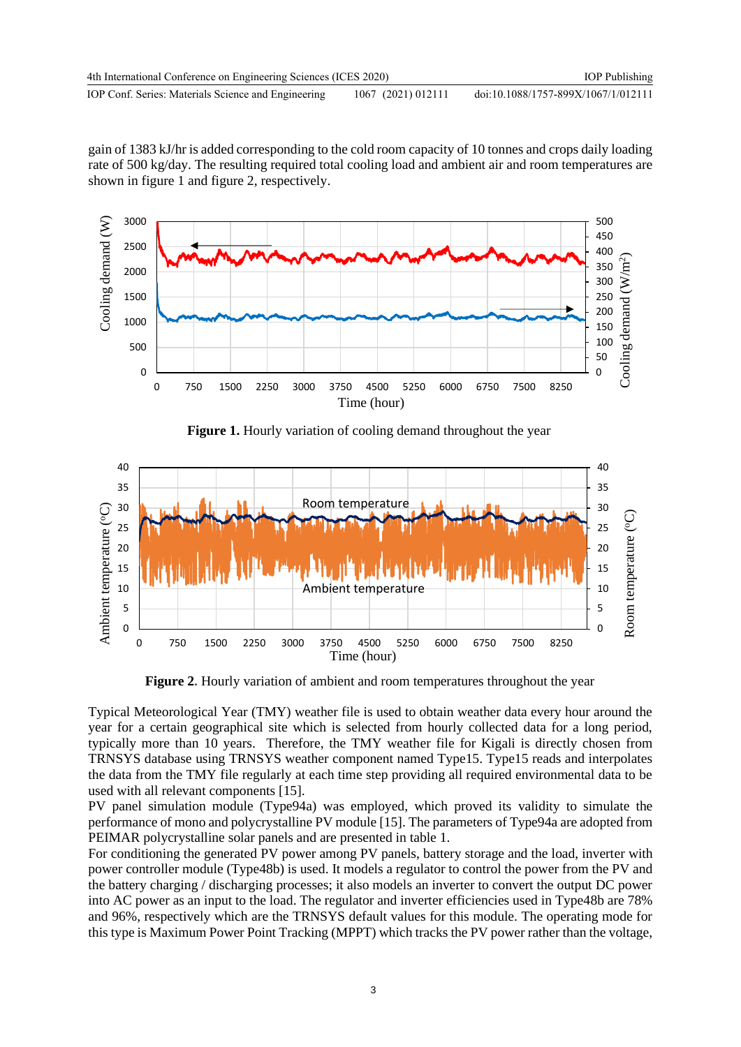gain of 1383 kJ/hr is added corresponding to the cold room capacity of 10 tonnes and crops daily loading rate of 500 kg/day. The resulting required total cooling load and ambient air and room temperatures are shown in figure 1 and figure 2, respectively.

**Figure 1.** Hourly variation of cooling demand throughout the year

**Figure 2**. Hourly variation of ambient and room temperatures throughout the year

Typical Meteorological Year (TMY) weather file is used to obtain weather data every hour around the year for a certain geographical site which is selected from hourly collected data for a long period, typically more than 10 years. Therefore, the TMY weather file for Kigali is directly chosen from TRNSYS database using TRNSYS weather component named Type15. Type15 reads and interpolates the data from the TMY file regularly at each time step providing all required environmental data to be used with all relevant components [15].

PV panel simulation module (Type94a) was employed, which proved its validity to simulate the performance of mono and polycrystalline PV module [15]. The parameters of Type94a are adopted from PEIMAR polycrystalline solar panels and are presented in table 1.

For conditioning the generated PV power among PV panels, battery storage and the load, inverter with power controller module (Type48b) is used. It models a regulator to control the power from the PV and the battery charging / discharging processes; it also models an inverter to convert the output DC power into AC power as an input to the load. The regulator and inverter efficiencies used in Type48b are 78% and 96%, respectively which are the TRNSYS default values for this module. The operating mode for this type is Maximum Power Point Tracking (MPPT) which tracks the PV power rather than the voltage,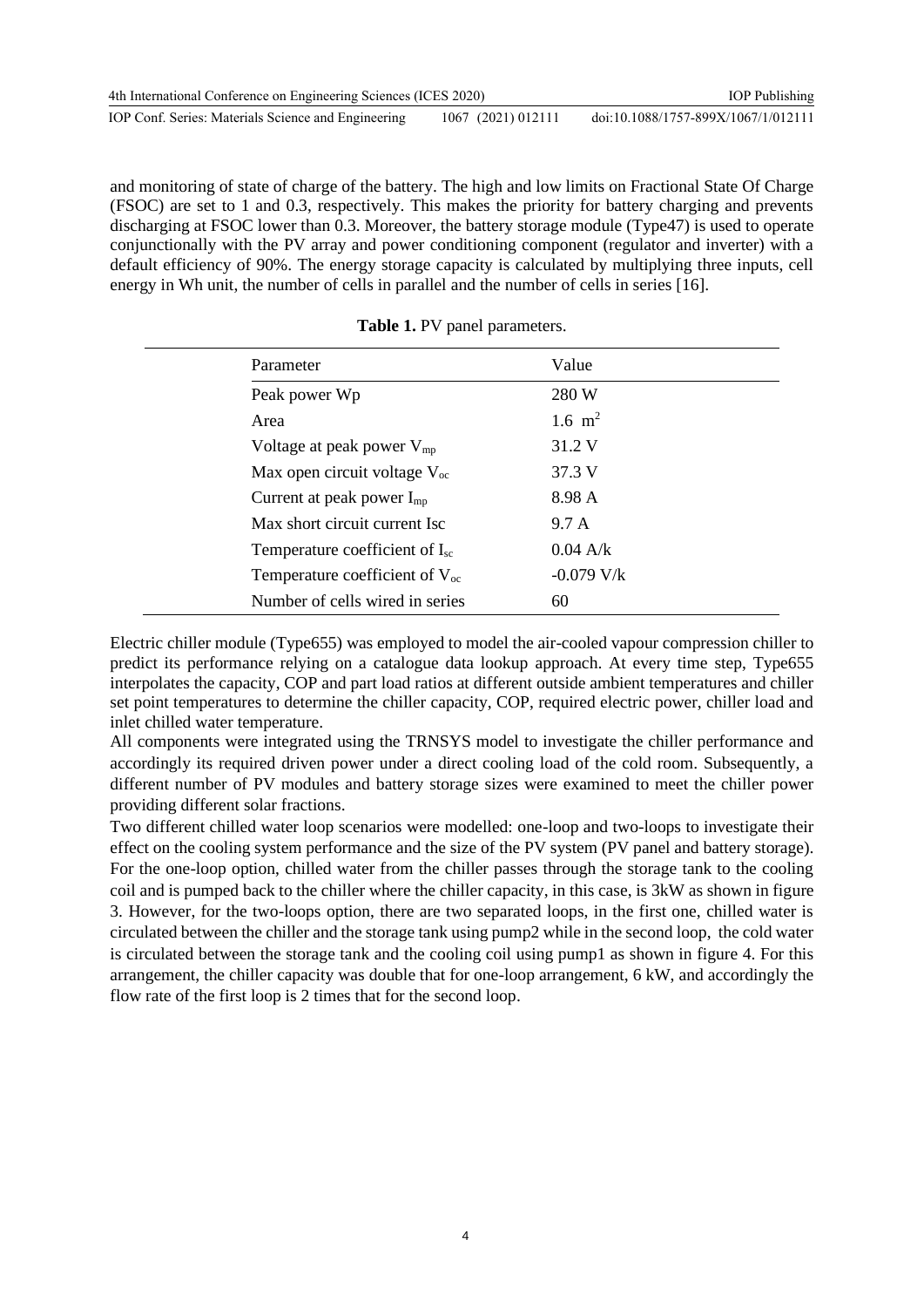and monitoring of state of charge of the battery. The high and low limits on Fractional State Of Charge (FSOC) are set to 1 and 0.3, respectively. This makes the priority for battery charging and prevents discharging at FSOC lower than 0.3. Moreover, the battery storage module (Type47) is used to operate conjunctionally with the PV array and power conditioning component (regulator and inverter) with a default efficiency of 90%. The energy storage capacity is calculated by multiplying three inputs, cell energy in Wh unit, the number of cells in parallel and the number of cells in series [16].

**Table 1.** PV panel parameters.

| Parameter | Value |
|---|---|
| Peak power Wp | 280 W |
| Area | 1.6 $m^2$ |
| Voltage at peak power $V_{mp}$ | 31.2 V |
| Max open circuit voltage $V_{oc}$ | 37.3 V |
| Current at peak power $I_{mp}$ | 8.98 A |
| Max short circuit current Isc | 9.7 A |
| Temperature coefficient of $I_{sc}$ | 0.04 A/k |
| Temperature coefficient of $V_{oc}$ | -0.079 V/k |
| Number of cells wired in series | 60 |

Electric chiller module (Type655) was employed to model the air-cooled vapour compression chiller to predict its performance relying on a catalogue data lookup approach. At every time step, Type655 interpolates the capacity, COP and part load ratios at different outside ambient temperatures and chiller set point temperatures to determine the chiller capacity, COP, required electric power, chiller load and inlet chilled water temperature.

All components were integrated using the TRNSYS model to investigate the chiller performance and accordingly its required driven power under a direct cooling load of the cold room. Subsequently, a different number of PV modules and battery storage sizes were examined to meet the chiller power providing different solar fractions.

Two different chilled water loop scenarios were modelled: one-loop and two-loops to investigate their effect on the cooling system performance and the size of the PV system (PV panel and battery storage). For the one-loop option, chilled water from the chiller passes through the storage tank to the cooling coil and is pumped back to the chiller where the chiller capacity, in this case, is 3kW as shown in figure 3. However, for the two-loops option, there are two separated loops, in the first one, chilled water is circulated between the chiller and the storage tank using pump2 while in the second loop, the cold water is circulated between the storage tank and the cooling coil using pump1 as shown in figure 4. For this arrangement, the chiller capacity was double that for one-loop arrangement, 6 kW, and accordingly the flow rate of the first loop is 2 times that for the second loop.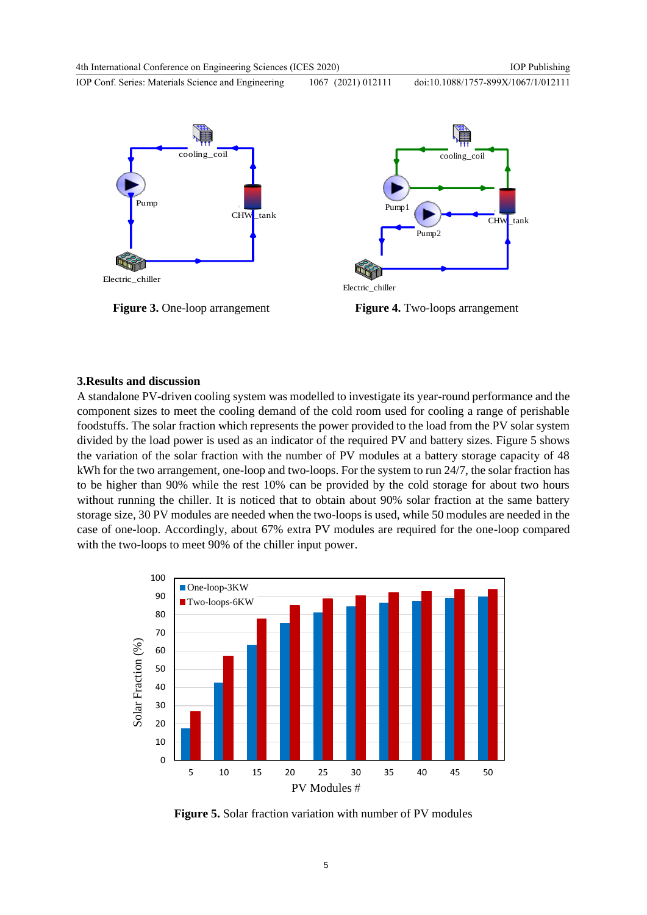**Figure 3.** One-loop arrangement

**Figure 4.** Two-loops arrangement

## 3.Results and discussion

A standalone PV-driven cooling system was modelled to investigate its year-round performance and the component sizes to meet the cooling demand of the cold room used for cooling a range of perishable foodstuffs. The solar fraction which represents the power provided to the load from the PV solar system divided by the load power is used as an indicator of the required PV and battery sizes. Figure 5 shows the variation of the solar fraction with the number of PV modules at a battery storage capacity of 48 kWh for the two arrangement, one-loop and two-loops. For the system to run 24/7, the solar fraction has to be higher than 90% while the rest 10% can be provided by the cold storage for about two hours without running the chiller. It is noticed that to obtain about 90% solar fraction at the same battery storage size, 30 PV modules are needed when the two-loops is used, while 50 modules are needed in the case of one-loop. Accordingly, about 67% extra PV modules are required for the one-loop compared with the two-loops to meet 90% of the chiller input power.

**Figure 5.** Solar fraction variation with number of PV modules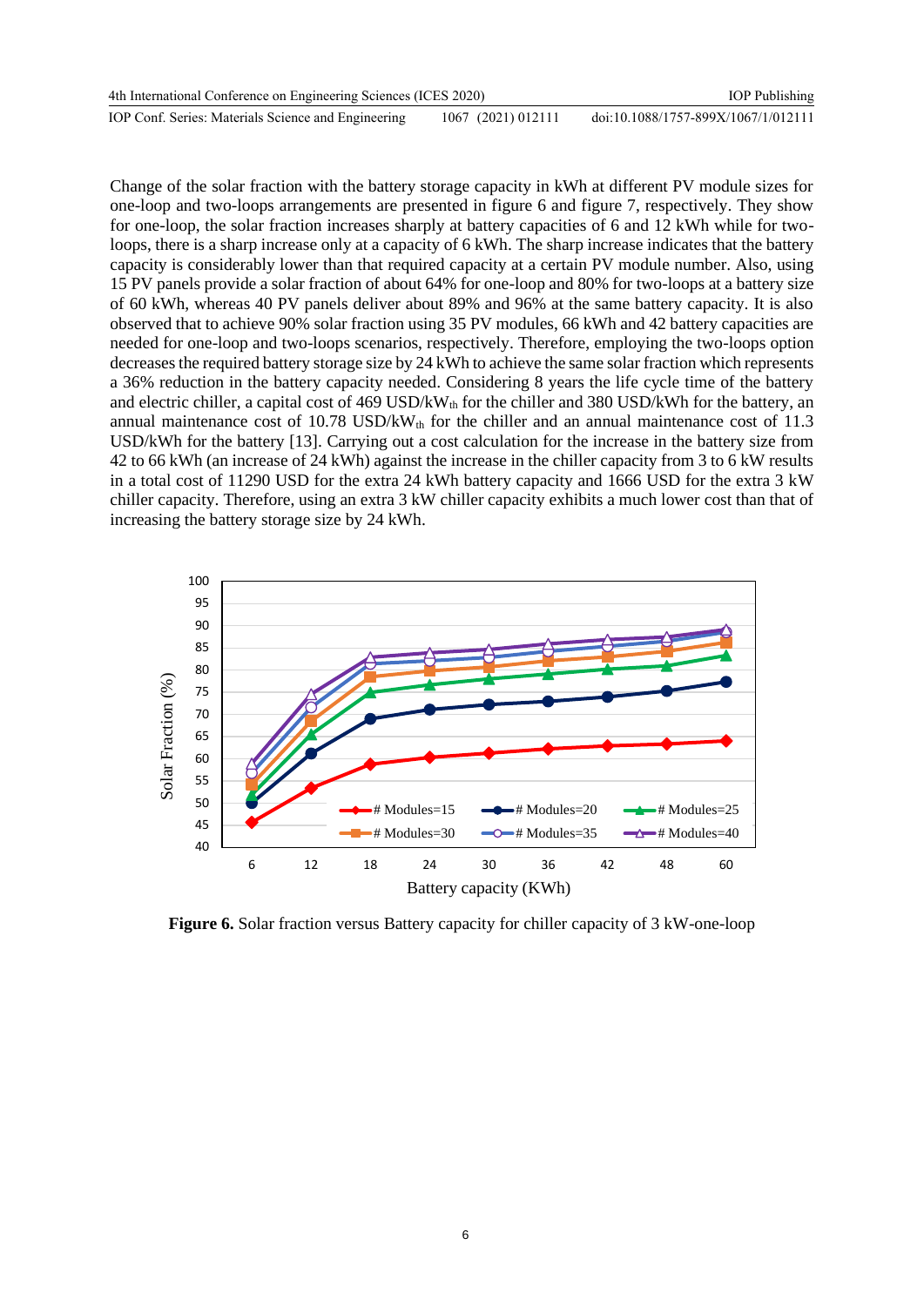Change of the solar fraction with the battery storage capacity in kWh at different PV module sizes for one-loop and two-loops arrangements are presented in figure 6 and figure 7, respectively. They show for one-loop, the solar fraction increases sharply at battery capacities of 6 and 12 kWh while for two-loops, there is a sharp increase only at a capacity of 6 kWh. The sharp increase indicates that the battery capacity is considerably lower than that required capacity at a certain PV module number. Also, using 15 PV panels provide a solar fraction of about 64% for one-loop and 80% for two-loops at a battery size of 60 kWh, whereas 40 PV panels deliver about 89% and 96% at the same battery capacity. It is also observed that to achieve 90% solar fraction using 35 PV modules, 66 kWh and 42 battery capacities are needed for one-loop and two-loops scenarios, respectively. Therefore, employing the two-loops option decreases the required battery storage size by 24 kWh to achieve the same solar fraction which represents a 36% reduction in the battery capacity needed. Considering 8 years the life cycle time of the battery and electric chiller, a capital cost of 469 USD/$kW_{th}$ for the chiller and 380 USD/kWh for the battery, an annual maintenance cost of 10.78 USD/$kW_{th}$ for the chiller and an annual maintenance cost of 11.3 USD/kWh for the battery [13]. Carrying out a cost calculation for the increase in the battery size from 42 to 66 kWh (an increase of 24 kWh) against the increase in the chiller capacity from 3 to 6 kW results in a total cost of 11290 USD for the extra 24 kWh battery capacity and 1666 USD for the extra 3 kW chiller capacity. Therefore, using an extra 3 kW chiller capacity exhibits a much lower cost than that of increasing the battery storage size by 24 kWh.

**Figure 6.** Solar fraction versus Battery capacity for chiller capacity of 3 kW-one-loop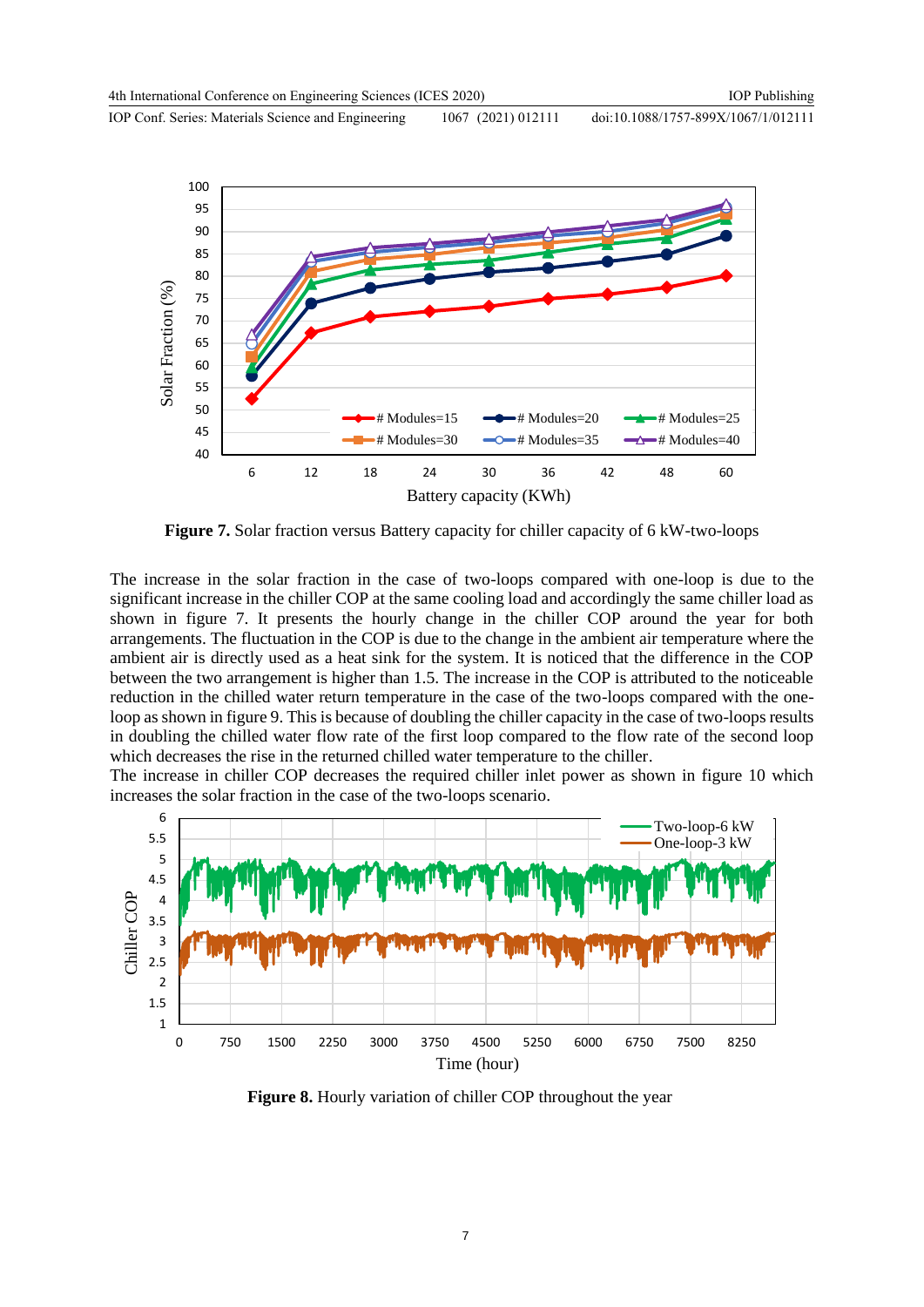**Figure 7.** Solar fraction versus Battery capacity for chiller capacity of 6 kW-two-loops

The increase in the solar fraction in the case of two-loops compared with one-loop is due to the significant increase in the chiller COP at the same cooling load and accordingly the same chiller load as shown in figure 7. It presents the hourly change in the chiller COP around the year for both arrangements. The fluctuation in the COP is due to the change in the ambient air temperature where the ambient air is directly used as a heat sink for the system. It is noticed that the difference in the COP between the two arrangement is higher than 1.5. The increase in the COP is attributed to the noticeable reduction in the chilled water return temperature in the case of the two-loops compared with the one-loop as shown in figure 9. This is because of doubling the chiller capacity in the case of two-loops results in doubling the chilled water flow rate of the first loop compared to the flow rate of the second loop which decreases the rise in the returned chilled water temperature to the chiller.

The increase in chiller COP decreases the required chiller inlet power as shown in figure 10 which increases the solar fraction in the case of the two-loops scenario.

**Figure 8.** Hourly variation of chiller COP throughout the year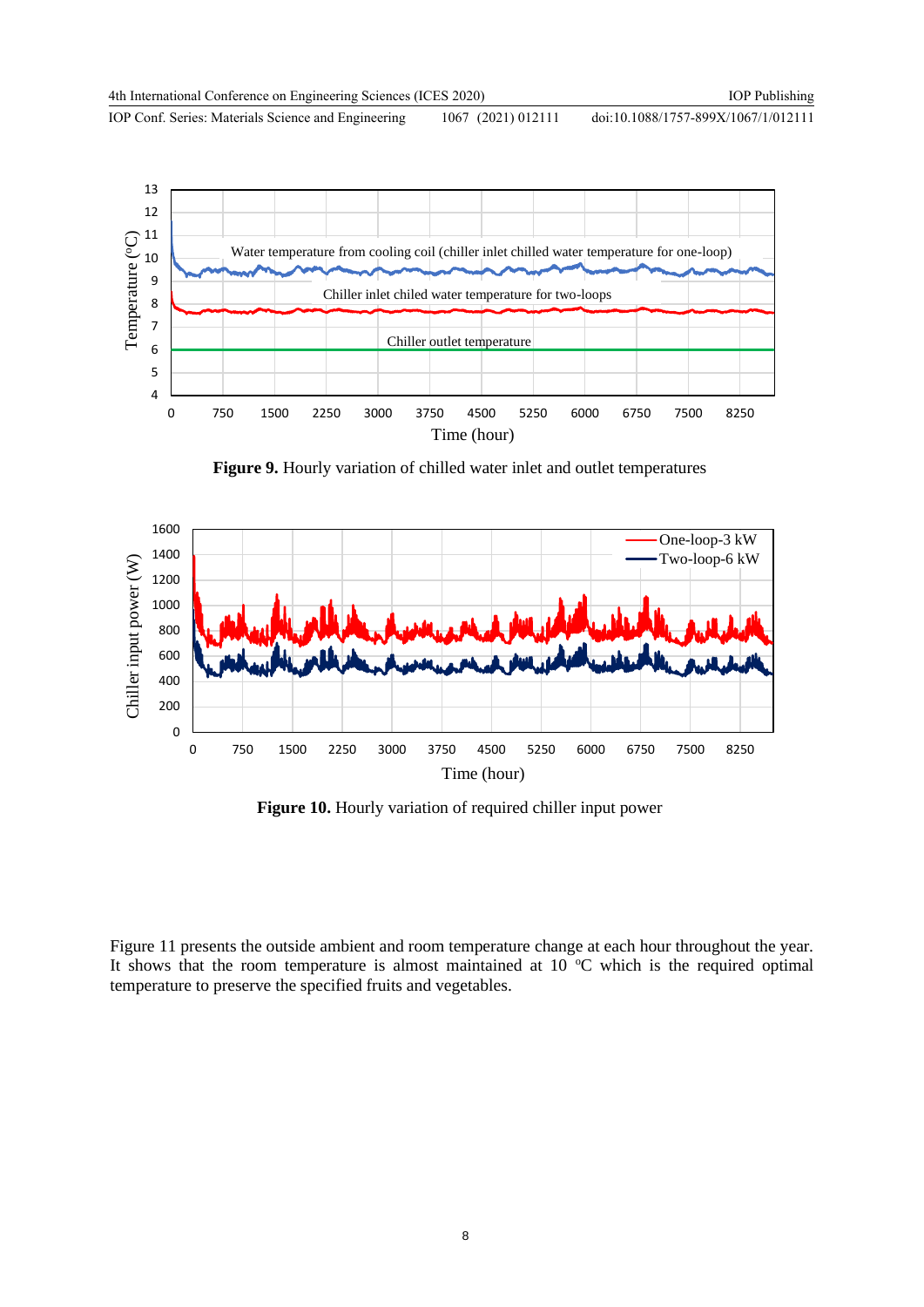**Figure 9.** Hourly variation of chilled water inlet and outlet temperatures

**Figure 10.** Hourly variation of required chiller input power

Figure 11 presents the outside ambient and room temperature change at each hour throughout the year. It shows that the room temperature is almost maintained at 10 °C which is the required optimal temperature to preserve the specified fruits and vegetables.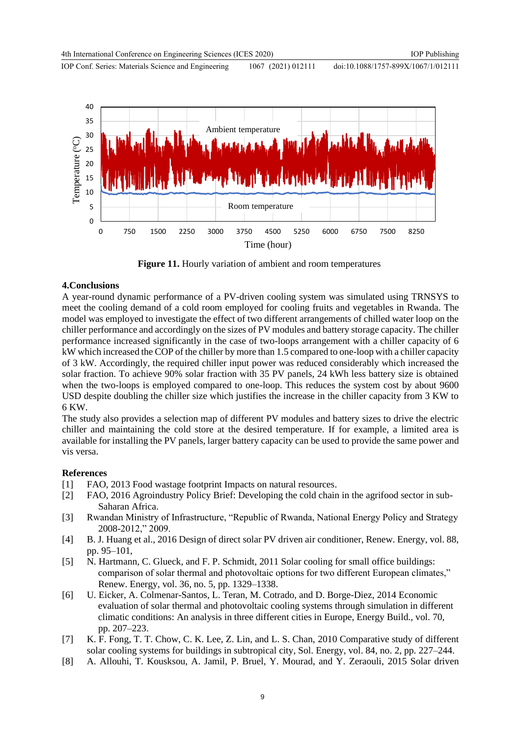**Figure 11.** Hourly variation of ambient and room temperatures

## 4.Conclusions

A year-round dynamic performance of a PV-driven cooling system was simulated using TRNSYS to meet the cooling demand of a cold room employed for cooling fruits and vegetables in Rwanda. The model was employed to investigate the effect of two different arrangements of chilled water loop on the chiller performance and accordingly on the sizes of PV modules and battery storage capacity. The chiller performance increased significantly in the case of two-loops arrangement with a chiller capacity of 6 kW which increased the COP of the chiller by more than 1.5 compared to one-loop with a chiller capacity of 3 kW. Accordingly, the required chiller input power was reduced considerably which increased the solar fraction. To achieve 90% solar fraction with 35 PV panels, 24 kWh less battery size is obtained when the two-loops is employed compared to one-loop. This reduces the system cost by about 9600 USD despite doubling the chiller size which justifies the increase in the chiller capacity from 3 KW to 6 KW.

The study also provides a selection map of different PV modules and battery sizes to drive the electric chiller and maintaining the cold store at the desired temperature. If for example, a limited area is available for installing the PV panels, larger battery capacity can be used to provide the same power and vis versa.

## References

[1] FAO, 2013 Food wastage footprint Impacts on natural resources.

[2] FAO, 2016 Agroindustry Policy Brief: Developing the cold chain in the agrifood sector in sub-Saharan Africa.

[3] Rwandan Ministry of Infrastructure, "Republic of Rwanda, National Energy Policy and Strategy 2008-2012," 2009.

[4] B. J. Huang et al., 2016 Design of direct solar PV driven air conditioner, Renew. Energy, vol. 88, pp. 95–101,

[5] N. Hartmann, C. Glueck, and F. P. Schmidt, 2011 Solar cooling for small office buildings: comparison of solar thermal and photovoltaic options for two different European climates," Renew. Energy, vol. 36, no. 5, pp. 1329–1338.

[6] U. Eicker, A. Colmenar-Santos, L. Teran, M. Cotrado, and D. Borge-Diez, 2014 Economic evaluation of solar thermal and photovoltaic cooling systems through simulation in different climatic conditions: An analysis in three different cities in Europe, Energy Build., vol. 70, pp. 207–223.

[7] K. F. Fong, T. T. Chow, C. K. Lee, Z. Lin, and L. S. Chan, 2010 Comparative study of different solar cooling systems for buildings in subtropical city, Sol. Energy, vol. 84, no. 2, pp. 227–244.

[8] A. Allouhi, T. Kousksou, A. Jamil, P. Bruel, Y. Mourad, and Y. Zeraouli, 2015 Solar driven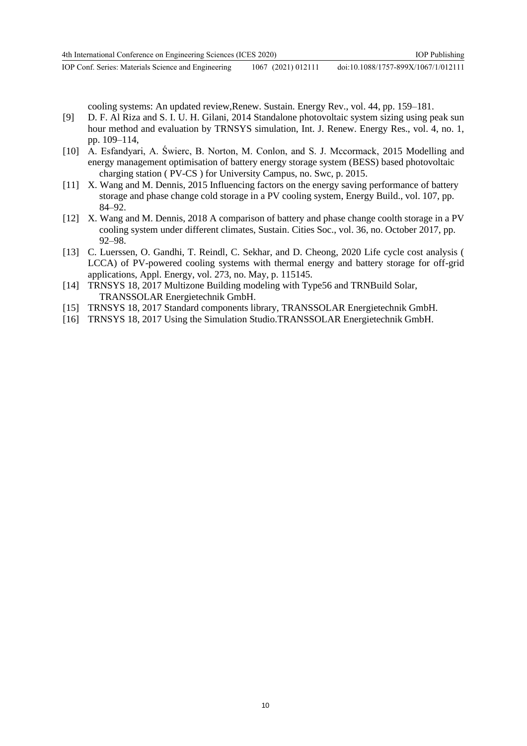cooling systems: An updated review,Renew. Sustain. Energy Rev., vol. 44, pp. 159–181.

[9] D. F. Al Riza and S. I. U. H. Gilani, 2014 Standalone photovoltaic system sizing using peak sun hour method and evaluation by TRNSYS simulation, Int. J. Renew. Energy Res., vol. 4, no. 1, pp. 109–114,

[10] A. Esfandyari, A. Świerc, B. Norton, M. Conlon, and S. J. Mccormack, 2015 Modelling and energy management optimisation of battery energy storage system (BESS) based photovoltaic charging station ( PV-CS ) for University Campus, no. Swc, p. 2015.

[11] X. Wang and M. Dennis, 2015 Influencing factors on the energy saving performance of battery storage and phase change cold storage in a PV cooling system, Energy Build., vol. 107, pp. 84–92.

[12] X. Wang and M. Dennis, 2018 A comparison of battery and phase change coolth storage in a PV cooling system under different climates, Sustain. Cities Soc., vol. 36, no. October 2017, pp. 92–98.

[13] C. Luerssen, O. Gandhi, T. Reindl, C. Sekhar, and D. Cheong, 2020 Life cycle cost analysis ( LCCA) of PV-powered cooling systems with thermal energy and battery storage for off-grid applications, Appl. Energy, vol. 273, no. May, p. 115145.

[14] TRNSYS 18, 2017 Multizone Building modeling with Type56 and TRNBuild Solar, TRANSSOLAR Energietechnik GmbH.

[15] TRNSYS 18, 2017 Standard components library, TRANSSOLAR Energietechnik GmbH.

[16] TRNSYS 18, 2017 Using the Simulation Studio.TRANSSOLAR Energietechnik GmbH.